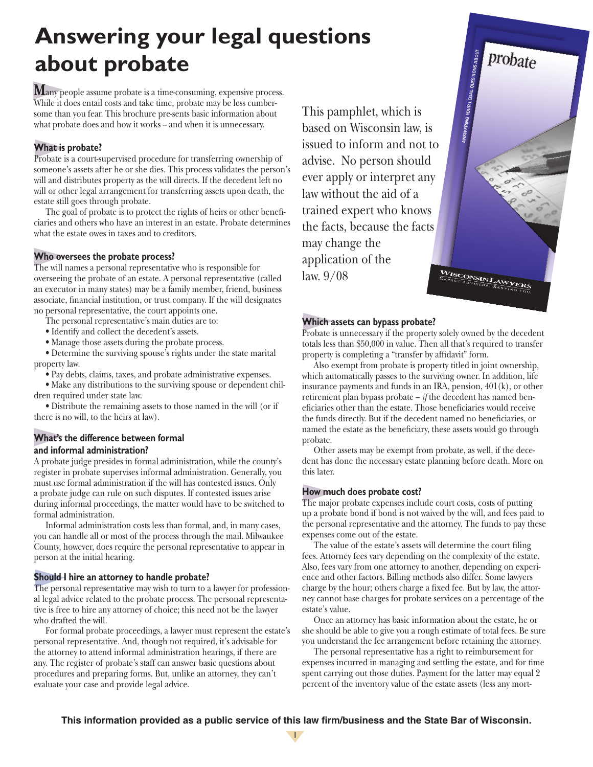# Answering your legal questions about probate

Many people assume probate is a time-consuming, expensive process. While it does entail costs and take time, probate may be less cumbersome than you fear. This brochure pre-sents basic information about what probate does and how it works – and when it is unnecessary.

## What is probate?

Probate is a court-supervised procedure for transferring ownership of someone's assets after he or she dies. This process validates the person's will and distributes property as the will directs. If the decedent left no will or other legal arrangement for transferring assets upon death, the estate still goes through probate.

The goal of probate is to protect the rights of heirs or other beneficiaries and others who have an interest in an estate. Probate determines what the estate owes in taxes and to creditors.

## Who oversees the probate process?

The will names a personal representative who is responsible for overseeing the probate of an estate. A personal representative (called an executor in many states) may be a family member, friend, business associate, financial institution, or trust company. If the will designates no personal representative, the court appoints one.

The personal representative's main duties are to:

- Identify and collect the decedent's assets.
- Manage those assets during the probate process.
- Determine the surviving spouse's rights under the state marital property law.
- Pay debts, claims, taxes, and probate administrative expenses.
- Make any distributions to the surviving spouse or dependent children required under state law.
- Distribute the remaining assets to those named in the will (or if there is no will, to the heirs at law).

## What's the difference between formal and informal administration?

A probate judge presides in formal administration, while the county's register in probate supervises informal administration. Generally, you must use formal administration if the will has contested issues. Only a probate judge can rule on such disputes. If contested issues arise during informal proceedings, the matter would have to be switched to formal administration.

Informal administration costs less than formal, and, in many cases, you can handle all or most of the process through the mail. Milwaukee County, however, does require the personal representative to appear in person at the initial hearing.

## Should I hire an attorney to handle probate?

The personal representative may wish to turn to a lawyer for professional legal advice related to the probate process. The personal representative is free to hire any attorney of choice; this need not be the lawyer who drafted the will.

For formal probate proceedings, a lawyer must represent the estate's personal representative. And, though not required, it's advisable for the attorney to attend informal administration hearings, if there are any. The register of probate's staff can answer basic questions about procedures and preparing forms. But, unlike an attorney, they can't evaluate your case and provide legal advice.

This pamphlet, which is based on Wisconsin law, is issued to inform and not to advise. No person should ever apply or interpret any law without the aid of a trained expert who knows the facts, because the facts may change the application of the law. 9/08

## Which assets can bypass probate?

Probate is unnecessary if the property solely owned by the decedent totals less than $50,000 in value. Then all that's required to transfer property is completing a "transfer by affidavit" form.

Also exempt from probate is property titled in joint ownership, which automatically passes to the surviving owner. In addition, life insurance payments and funds in an IRA, pension, 401(k), or other retirement plan bypass probate – *if* the decedent has named beneficiaries other than the estate. Those beneficiaries would receive the funds directly. But if the decedent named no beneficiaries, or named the estate as the beneficiary, these assets would go through probate.

Other assets may be exempt from probate, as well, if the decedent has done the necessary estate planning before death. More on this later.

## How much does probate cost?

The major probate expenses include court costs, costs of putting up a probate bond if bond is not waived by the will, and fees paid to the personal representative and the attorney. The funds to pay these expenses come out of the estate.

The value of the estate's assets will determine the court filing fees. Attorney fees vary depending on the complexity of the estate. Also, fees vary from one attorney to another, depending on experience and other factors. Billing methods also differ. Some lawyers charge by the hour; others charge a fixed fee. But by law, the attorney cannot base charges for probate services on a percentage of the estate's value.

Once an attorney has basic information about the estate, he or she should be able to give you a rough estimate of total fees. Be sure you understand the fee arrangement before retaining the attorney.

The personal representative has a right to reimbursement for expenses incurred in managing and settling the estate, and for time spent carrying out those duties. Payment for the latter may equal 2 percent of the inventory value of the estate assets (less any mort-

**This information provided as a public service of this law firm/business and the State Bar of Wisconsin.**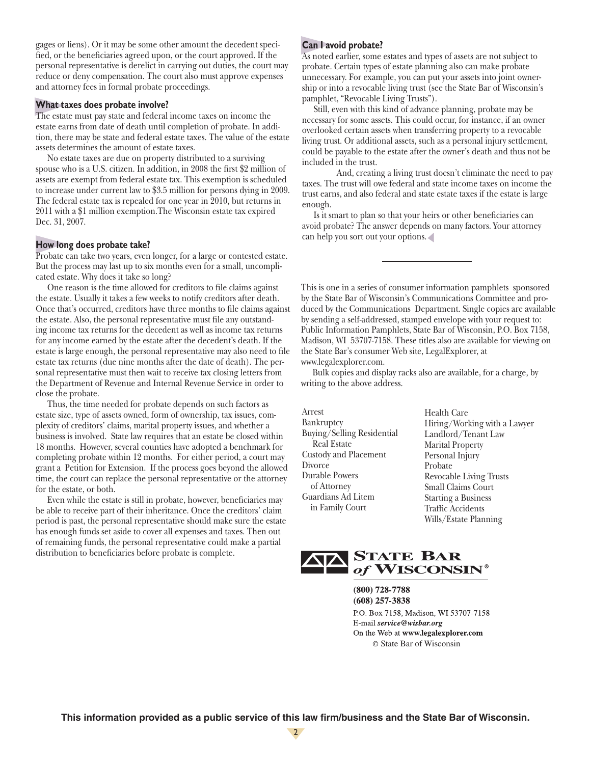gages or liens). Or it may be some other amount the decedent specified, or the beneficiaries agreed upon, or the court approved. If the personal representative is derelict in carrying out duties, the court may reduce or deny compensation. The court also must approve expenses and attorney fees in formal probate proceedings.

### What taxes does probate involve?

The estate must pay state and federal income taxes on income the estate earns from date of death until completion of probate. In addition, there may be state and federal estate taxes. The value of the estate assets determines the amount of estate taxes.

No estate taxes are due on property distributed to a surviving spouse who is a U.S. citizen. In addition, in 2008 the first $2 million of assets are exempt from federal estate tax. This exemption is scheduled to increase under current law to $3.5 million for persons dying in 2009. The federal estate tax is repealed for one year in 2010, but returns in 2011 with a $1 million exemption.The Wisconsin estate tax expired Dec. 31, 2007.

### How long does probate take?

Probate can take two years, even longer, for a large or contested estate. But the process may last up to six months even for a small, uncomplicated estate. Why does it take so long?

One reason is the time allowed for creditors to file claims against the estate. Usually it takes a few weeks to notify creditors after death. Once that's occurred, creditors have three months to file claims against the estate. Also, the personal representative must file any outstanding income tax returns for the decedent as well as income tax returns for any income earned by the estate after the decedent's death. If the estate is large enough, the personal representative may also need to file estate tax returns (due nine months after the date of death). The personal representative must then wait to receive tax closing letters from the Department of Revenue and Internal Revenue Service in order to close the probate.

Thus, the time needed for probate depends on such factors as estate size, type of assets owned, form of ownership, tax issues, complexity of creditors' claims, marital property issues, and whether a business is involved. State law requires that an estate be closed within 18 months. However, several counties have adopted a benchmark for completing probate within 12 months. For either period, a court may grant a Petition for Extension. If the process goes beyond the allowed time, the court can replace the personal representative or the attorney for the estate, or both.

Even while the estate is still in probate, however, beneficiaries may be able to receive part of their inheritance. Once the creditors' claim period is past, the personal representative should make sure the estate has enough funds set aside to cover all expenses and taxes. Then out of remaining funds, the personal representative could make a partial distribution to beneficiaries before probate is complete.

### Can I avoid probate?

As noted earlier, some estates and types of assets are not subject to probate. Certain types of estate planning also can make probate unnecessary. For example, you can put your assets into joint ownership or into a revocable living trust (see the State Bar of Wisconsin's pamphlet, "Revocable Living Trusts").

Still, even with this kind of advance planning, probate may be necessary for some assets. This could occur, for instance, if an owner overlooked certain assets when transferring property to a revocable living trust. Or additional assets, such as a personal injury settlement, could be payable to the estate after the owner's death and thus not be included in the trust.

And, creating a living trust doesn't eliminate the need to pay taxes. The trust will owe federal and state income taxes on income the trust earns, and also federal and state estate taxes if the estate is large enough.

Is it smart to plan so that your heirs or other beneficiaries can avoid probate? The answer depends on many factors. Your attorney can help you sort out your options.

---

This is one in a series of consumer information pamphlets sponsored by the State Bar of Wisconsin's Communications Committee and produced by the Communications Department. Single copies are available by sending a self-addressed, stamped envelope with your request to: Public Information Pamphlets, State Bar of Wisconsin, P.O. Box 7158, Madison, WI 53707-7158. These titles also are available for viewing on the State Bar's consumer Web site, LegalExplorer, at www.legalexplorer.com.

Bulk copies and display racks also are available, for a charge, by writing to the above address.

- Arrest
- Bankruptcy
- Buying/Selling Residential Real Estate
- Custody and Placement
- Divorce
- Durable Powers of Attorney
- Guardians Ad Litem in Family Court
- Health Care
- Hiring/Working with a Lawyer
- Landlord/Tenant Law
- Marital Property
- Personal Injury
- Probate
- Revocable Living Trusts
- Small Claims Court
- Starting a Business
- Traffic Accidents
- Wills/Estate Planning

**STATE BAR *of* WISCONSIN®**

**(800) 728-7788**
**(608) 257-3838**
P.O. Box 7158, Madison, WI 53707-7158
E-mail ***service@wisbar.org***
On the Web at **www.legalexplorer.com**
© State Bar of Wisconsin

**This information provided as a public service of this law firm/business and the State Bar of Wisconsin.**